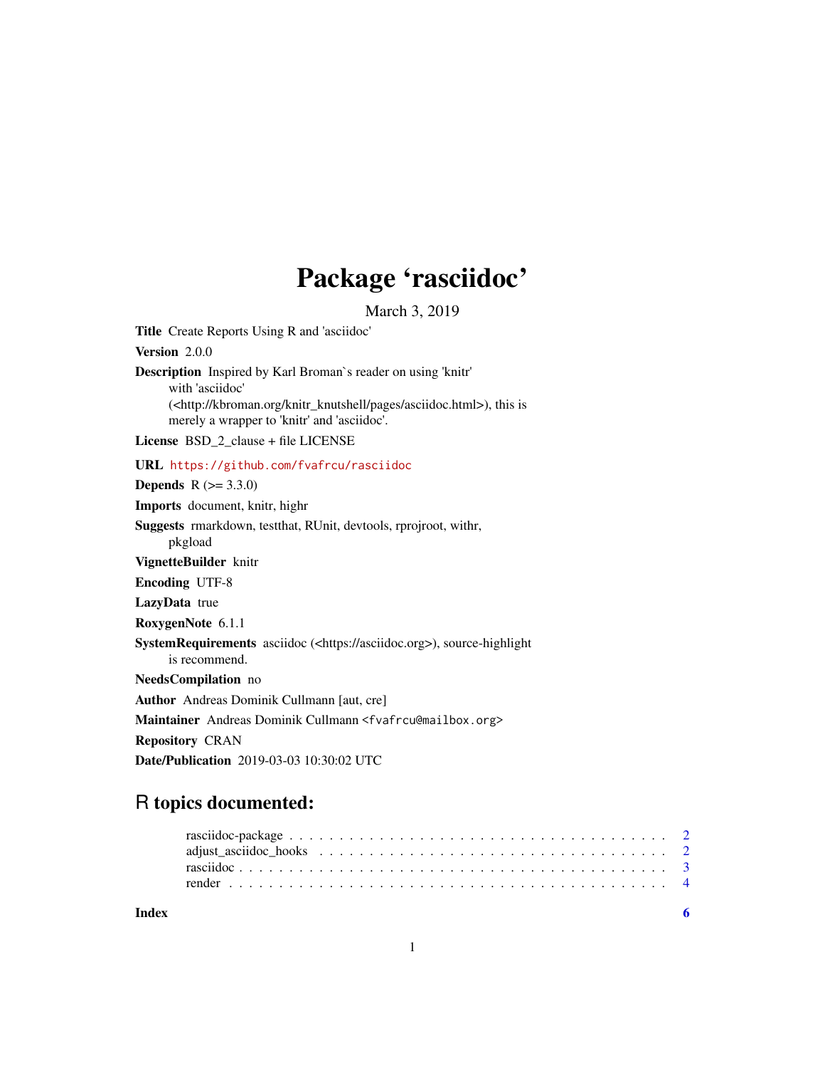# Package 'rasciidoc'

March 3, 2019

**Title** Create Reports Using R and 'asciidoc'

**Version** 2.0.0

**Description** Inspired by Karl Broman`s reader on using 'knitr' with 'asciidoc' (<http://kbroman.org/knitr_knutshell/pages/asciidoc.html>), this is merely a wrapper to 'knitr' and 'asciidoc'.

**License** BSD_2_clause + file LICENSE

**URL** https://github.com/fvafrcu/rasciidoc

**Depends** R (>= 3.3.0)

**Imports** document, knitr, highr

**Suggests** rmarkdown, testthat, RUnit, devtools, rprojroot, withr, pkgload

**VignetteBuilder** knitr

**Encoding** UTF-8

**LazyData** true

**RoxygenNote** 6.1.1

**SystemRequirements** asciidoc (<https://asciidoc.org>), source-highlight is recommend.

**NeedsCompilation** no

**Author** Andreas Dominik Cullmann [aut, cre]

**Maintainer** Andreas Dominik Cullmann <fvafrcu@mailbox.org>

**Repository** CRAN

**Date/Publication** 2019-03-03 10:30:02 UTC

## R topics documented:

- rasciidoc-package . . . . . . . . . . . . . . . . . . . . . . . . . . . . . . . . . . . . 2
- adjust_asciidoc_hooks . . . . . . . . . . . . . . . . . . . . . . . . . . . . . . . . . 2
- rasciidoc . . . . . . . . . . . . . . . . . . . . . . . . . . . . . . . . . . . . . . . . . . 3
- render . . . . . . . . . . . . . . . . . . . . . . . . . . . . . . . . . . . . . . . . . . . 4

**Index** 6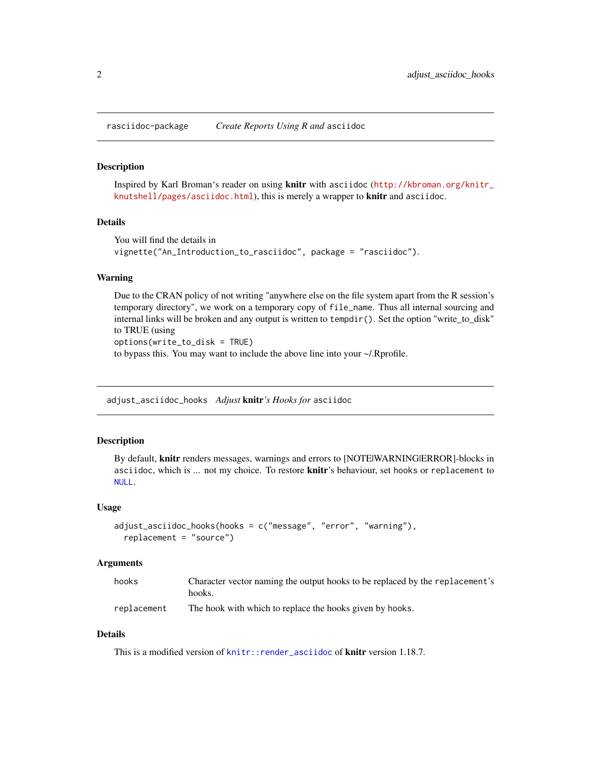## rasciidoc-package — *Create Reports Using R and* `asciidoc`

### Description

Inspired by Karl Broman's reader on using **knitr** with asciidoc (http://kbroman.org/knitr_knutshell/pages/asciidoc.html), this is merely a wrapper to **knitr** and asciidoc.

### Details

You will find the details in
`vignette("An_Introduction_to_rasciidoc", package = "rasciidoc")`.

### Warning

Due to the CRAN policy of not writing "anywhere else on the file system apart from the R session's temporary directory", we work on a temporary copy of `file_name`. Thus all internal sourcing and internal links will be broken and any output is written to `tempdir()`. Set the option "write_to_disk" to TRUE (using
`options(write_to_disk = TRUE)`
to bypass this. You may want to include the above line into your ~/.Rprofile.

## adjust_asciidoc_hooks — *Adjust* **knitr***'s Hooks for* `asciidoc`

### Description

By default, **knitr** renders messages, warnings and errors to [NOTE|WARNING|ERROR]-blocks in asciidoc, which is ... not my choice. To restore **knitr**'s behaviour, set `hooks` or `replacement` to `NULL`.

### Usage

```
adjust_asciidoc_hooks(hooks = c("message", "error", "warning"),
  replacement = "source")
```

### Arguments

| | |
|---|---|
| `hooks` | Character vector naming the output hooks to be replaced by the `replacement`'s hooks. |
| `replacement` | The hook with which to replace the hooks given by `hooks`. |

### Details

This is a modified version of `knitr::render_asciidoc` of **knitr** version 1.18.7.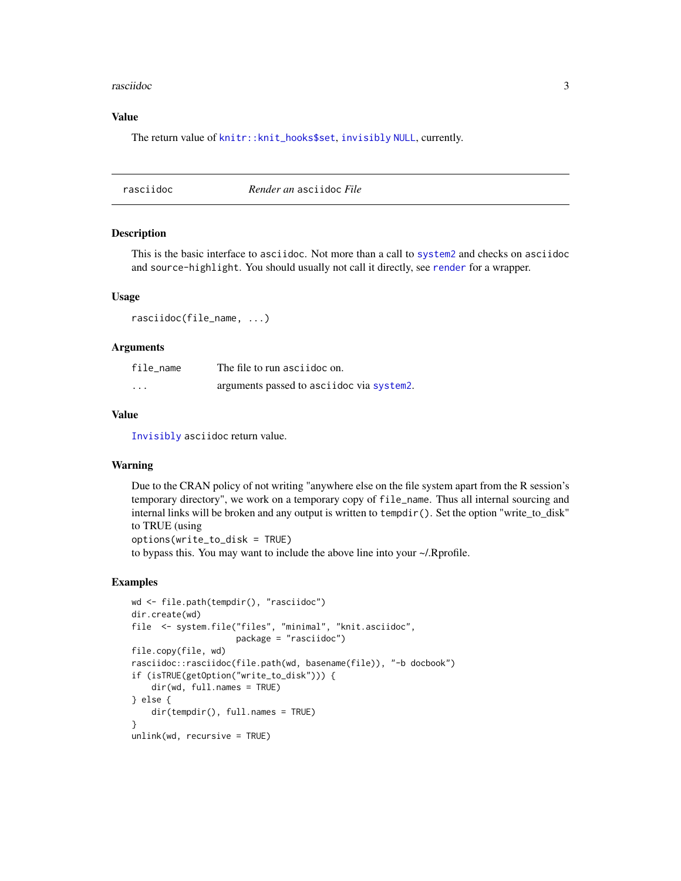### Value

The return value of `knitr::knit_hooks$set`, `invisibly` `NULL`, currently.

---

## rasciidoc — *Render an* asciidoc *File*

---

### Description

This is the basic interface to `asciidoc`. Not more than a call to `system2` and checks on `asciidoc` and `source-highlight`. You should usually not call it directly, see `render` for a wrapper.

### Usage

```
rasciidoc(file_name, ...)
```

### Arguments

| | |
|---|---|
| `file_name` | The file to run `asciidoc` on. |
| `...` | arguments passed to `asciidoc` via `system2`. |

### Value

`Invisibly` `asciidoc` return value.

### Warning

Due to the CRAN policy of not writing "anywhere else on the file system apart from the R session's temporary directory", we work on a temporary copy of `file_name`. Thus all internal sourcing and internal links will be broken and any output is written to `tempdir()`. Set the option "write_to_disk" to TRUE (using
`options(write_to_disk = TRUE)`
to bypass this. You may want to include the above line into your ~/.Rprofile.

### Examples

```
wd <- file.path(tempdir(), "rasciidoc")
dir.create(wd)
file  <- system.file("files", "minimal", "knit.asciidoc",
                     package = "rasciidoc")
file.copy(file, wd)
rasciidoc::rasciidoc(file.path(wd, basename(file)), "-b docbook")
if (isTRUE(getOption("write_to_disk"))) {
    dir(wd, full.names = TRUE)
} else {
    dir(tempdir(), full.names = TRUE)
}
unlink(wd, recursive = TRUE)
```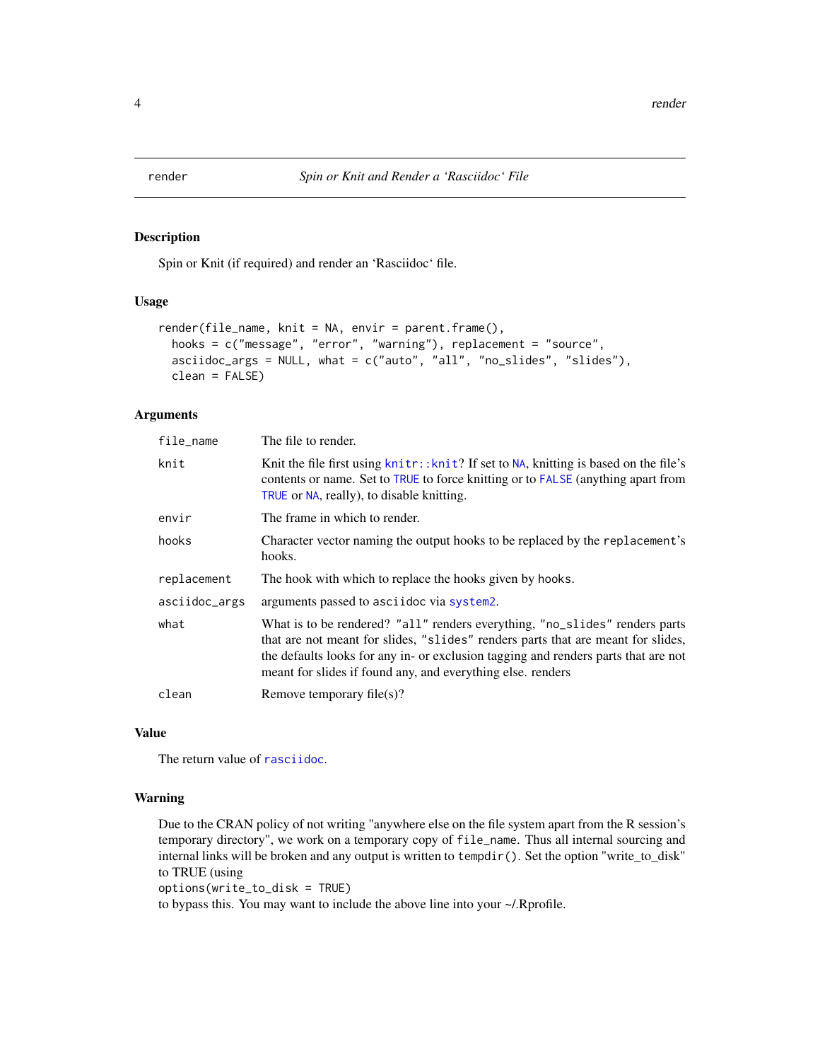render *Spin or Knit and Render a 'Rasciidoc' File*

## Description

Spin or Knit (if required) and render an 'Rasciidoc' file.

## Usage

```
render(file_name, knit = NA, envir = parent.frame(),
  hooks = c("message", "error", "warning"), replacement = "source",
  asciidoc_args = NULL, what = c("auto", "all", "no_slides", "slides"),
  clean = FALSE)
```

## Arguments

| | |
|---|---|
| file_name | The file to render. |
| knit | Knit the file first using knitr::knit? If set to NA, knitting is based on the file's contents or name. Set to TRUE to force knitting or to FALSE (anything apart from TRUE or NA, really), to disable knitting. |
| envir | The frame in which to render. |
| hooks | Character vector naming the output hooks to be replaced by the replacement's hooks. |
| replacement | The hook with which to replace the hooks given by hooks. |
| asciidoc_args | arguments passed to asciidoc via system2. |
| what | What is to be rendered? "all" renders everything, "no_slides" renders parts that are not meant for slides, "slides" renders parts that are meant for slides, the defaults looks for any in- or exclusion tagging and renders parts that are not meant for slides if found any, and everything else. renders |
| clean | Remove temporary file(s)? |

## Value

The return value of rasciidoc.

## Warning

Due to the CRAN policy of not writing "anywhere else on the file system apart from the R session's temporary directory", we work on a temporary copy of file_name. Thus all internal sourcing and internal links will be broken and any output is written to tempdir(). Set the option "write_to_disk" to TRUE (using
options(write_to_disk = TRUE)
to bypass this. You may want to include the above line into your ~/.Rprofile.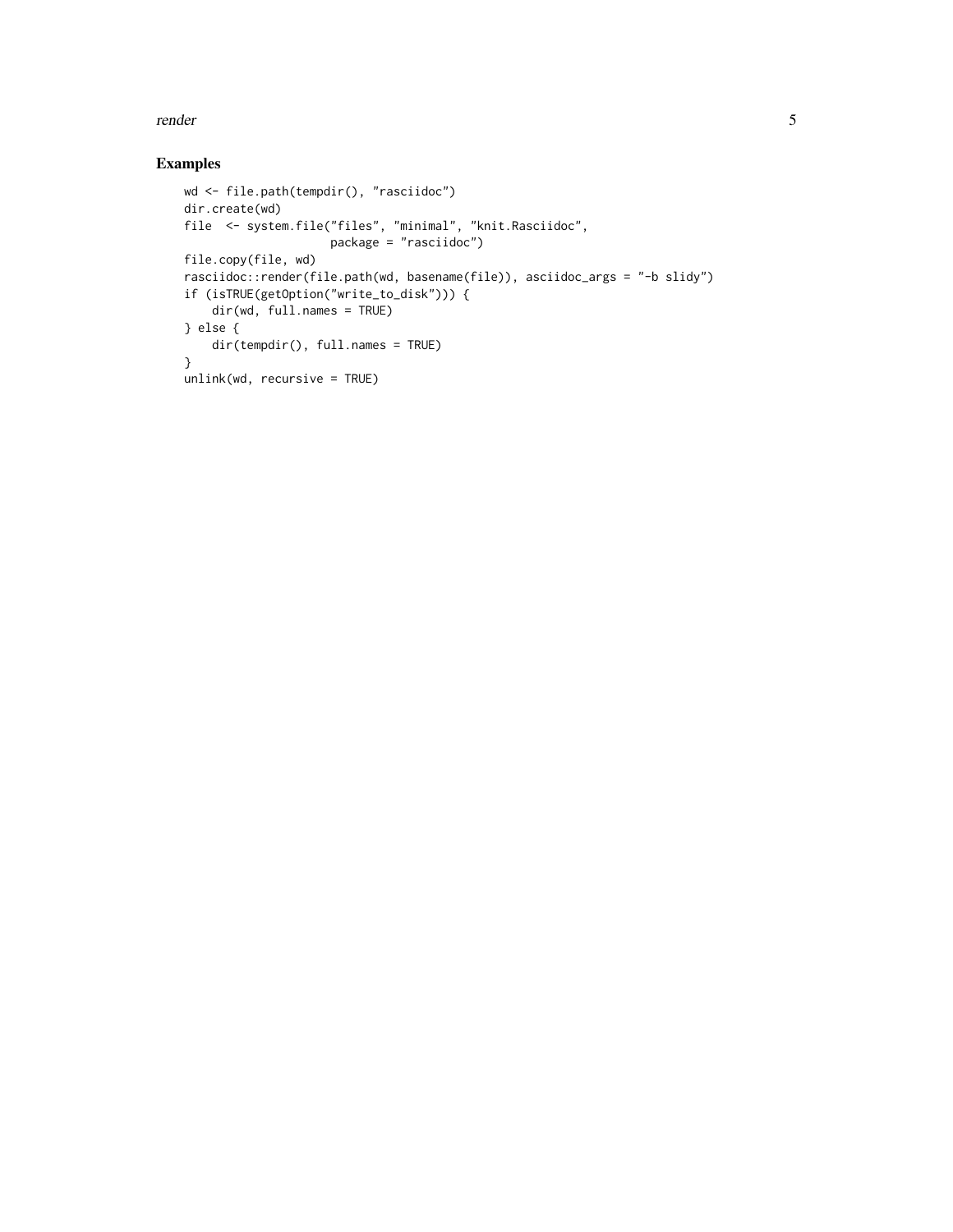## Examples

```
wd <- file.path(tempdir(), "rasciidoc")
dir.create(wd)
file  <- system.file("files", "minimal", "knit.Rasciidoc",
                     package = "rasciidoc")
file.copy(file, wd)
rasciidoc::render(file.path(wd, basename(file)), asciidoc_args = "-b slidy")
if (isTRUE(getOption("write_to_disk"))) {
    dir(wd, full.names = TRUE)
} else {
    dir(tempdir(), full.names = TRUE)
}
unlink(wd, recursive = TRUE)
```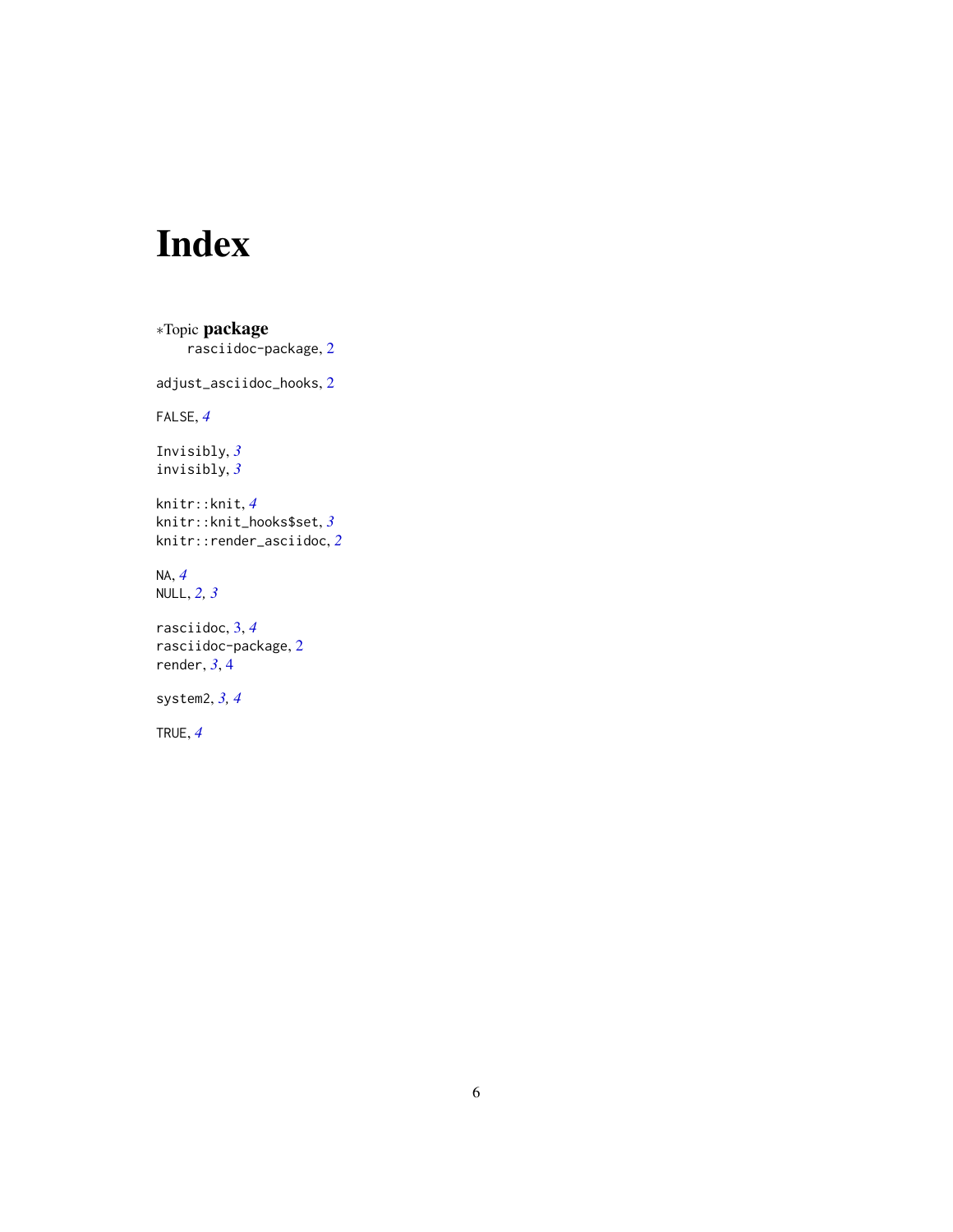# Index

∗Topic **package**
    rasciidoc-package, 2

adjust_asciidoc_hooks, 2

FALSE, *4*

Invisibly, *3*
invisibly, *3*

knitr::knit, *4*
knitr::knit_hooks$set, *3*
knitr::render_asciidoc, *2*

NA, *4*
NULL, *2, 3*

rasciidoc, 3, *4*
rasciidoc-package, 2
render, *3*, 4

system2, *3, 4*

TRUE, *4*